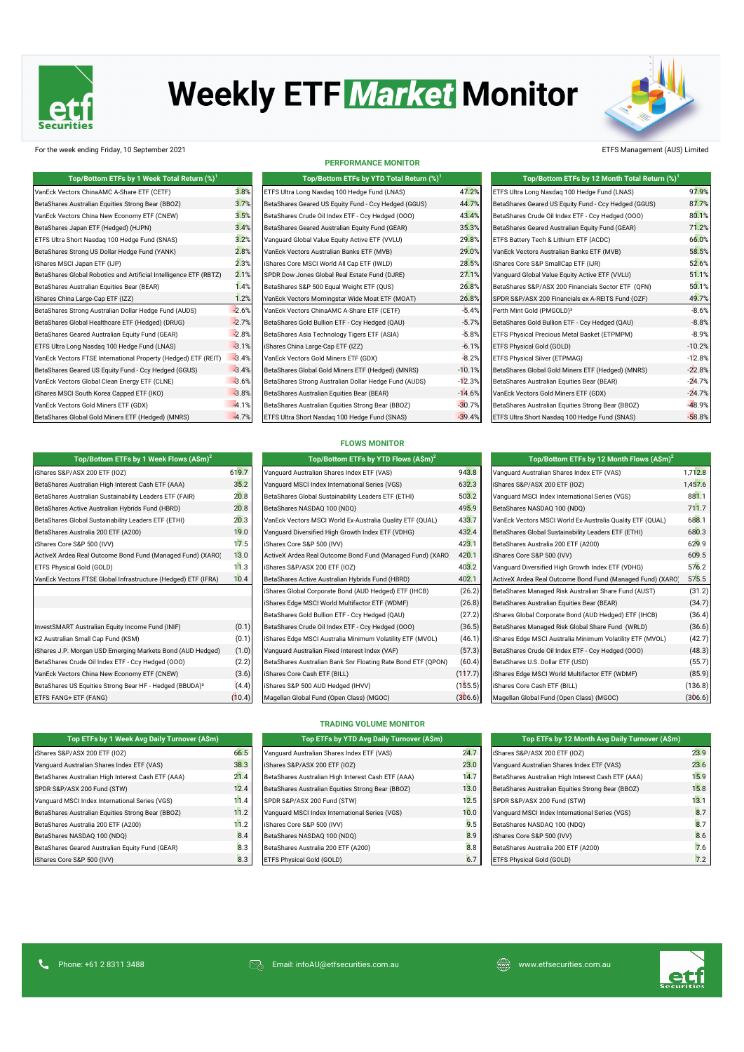# Weekly ETF Market Monitor

For the week ending Friday, 10 September 2021

ETFS Management (AUS) Limited

## PERFORMANCE MONITOR

| Top/Bottom ETFs by 1 Week Total Return (%)[1] | |
|---|---|
| VanEck Vectors ChinaAMC A-Share ETF (CETF) | 3.8% |
| BetaShares Australian Equities Strong Bear (BBOZ) | 3.7% |
| VanEck Vectors China New Economy ETF (CNEW) | 3.5% |
| BetaShares Japan ETF (Hedged) (HJPN) | 3.4% |
| ETFS Ultra Short Nasdaq 100 Hedge Fund (SNAS) | 3.2% |
| BetaShares Strong US Dollar Hedge Fund (YANK) | 2.8% |
| iShares MSCI Japan ETF (IJP) | 2.3% |
| BetaShares Global Robotics and Artificial Intelligence ETF (RBTZ) | 2.1% |
| BetaShares Australian Equities Bear (BEAR) | 1.4% |
| iShares China Large-Cap ETF (IZZ) | 1.2% |
| BetaShares Strong Australian Dollar Hedge Fund (AUDS) | -2.6% |
| BetaShares Global Healthcare ETF (Hedged) (DRUG) | -2.7% |
| BetaShares Geared Australian Equity Fund (GEAR) | -2.8% |
| ETFS Ultra Long Nasdaq 100 Hedge Fund (LNAS) | -3.1% |
| VanEck Vectors FTSE International Property (Hedged) ETF (REIT) | -3.4% |
| BetaShares Geared US Equity Fund - Ccy Hedged (GGUS) | -3.4% |
| VanEck Vectors Global Clean Energy ETF (CLNE) | -3.6% |
| iShares MSCI South Korea Capped ETF (IKO) | -3.8% |
| VanEck Vectors Gold Miners ETF (GDX) | -4.1% |
| BetaShares Global Gold Miners ETF (Hedged) (MNRS) | -4.7% |

| Top/Bottom ETFs by YTD Total Return (%)[1] | |
|---|---|
| ETFS Ultra Long Nasdaq 100 Hedge Fund (LNAS) | 47.2% |
| BetaShares Geared US Equity Fund - Ccy Hedged (GGUS) | 44.7% |
| BetaShares Crude Oil Index ETF - Ccy Hedged (OOO) | 43.4% |
| BetaShares Geared Australian Equity Fund (GEAR) | 35.3% |
| Vanguard Global Value Equity Active ETF (VVLU) | 29.8% |
| VanEck Vectors Australian Banks ETF (MVB) | 29.0% |
| iShares Core MSCI World All Cap ETF (IWLD) | 28.5% |
| SPDR Dow Jones Global Real Estate Fund (DJRE) | 27.1% |
| BetaShares S&P 500 Equal Weight ETF (QUS) | 26.8% |
| VanEck Vectors Morningstar Wide Moat ETF (MOAT) | 26.8% |
| VanEck Vectors ChinaAMC A-Share ETF (CETF) | -5.4% |
| BetaShares Gold Bullion ETF - Ccy Hedged (QAU) | -5.7% |
| BetaShares Asia Technology Tigers ETF (ASIA) | -5.8% |
| iShares China Large-Cap ETF (IZZ) | -6.1% |
| VanEck Vectors Gold Miners ETF (GDX) | -8.2% |
| BetaShares Global Gold Miners ETF (Hedged) (MNRS) | -10.1% |
| BetaShares Strong Australian Dollar Hedge Fund (AUDS) | -12.3% |
| BetaShares Australian Equities Bear (BEAR) | -14.6% |
| BetaShares Australian Equities Strong Bear (BBOZ) | -30.7% |
| ETFS Ultra Short Nasdaq 100 Hedge Fund (SNAS) | -39.4% |

| Top/Bottom ETFs by 12 Month Total Return (%)[1] | |
|---|---|
| ETFS Ultra Long Nasdaq 100 Hedge Fund (LNAS) | 97.9% |
| BetaShares Geared US Equity Fund - Ccy Hedged (GGUS) | 87.7% |
| BetaShares Crude Oil Index ETF - Ccy Hedged (OOO) | 80.1% |
| BetaShares Geared Australian Equity Fund (GEAR) | 71.2% |
| ETFS Battery Tech & Lithium ETF (ACDC) | 66.0% |
| VanEck Vectors Australian Banks ETF (MVB) | 58.5% |
| iShares Core S&P SmallCap ETF (IJR) | 52.6% |
| Vanguard Global Value Equity Active ETF (VVLU) | 51.1% |
| BetaShares S&P/ASX 200 Financials Sector ETF (QFN) | 50.1% |
| SPDR S&P/ASX 200 Financials ex A-REITS Fund (OZF) | 49.7% |
| Perth Mint Gold (PMGOLD)[3] | -8.6% |
| BetaShares Gold Bullion ETF - Ccy Hedged (QAU) | -8.8% |
| ETFS Physical Precious Metal Basket (ETPMPM) | -8.9% |
| ETFS Physical Gold (GOLD) | -10.2% |
| ETFS Physical Silver (ETPMAG) | -12.8% |
| BetaShares Global Gold Miners ETF (Hedged) (MNRS) | -22.8% |
| BetaShares Australian Equities Bear (BEAR) | -24.7% |
| VanEck Vectors Gold Miners ETF (GDX) | -24.7% |
| BetaShares Australian Equities Strong Bear (BBOZ) | -48.9% |
| ETFS Ultra Short Nasdaq 100 Hedge Fund (SNAS) | -58.8% |

## FLOWS MONITOR

| Top/Bottom ETFs by 1 Week Flows (A$m)[2] | |
|---|---|
| iShares S&P/ASX 200 ETF (IOZ) | 619.7 |
| BetaShares Australian High Interest Cash ETF (AAA) | 35.2 |
| BetaShares Australian Sustainability Leaders ETF (FAIR) | 20.8 |
| BetaShares Active Australian Hybrids Fund (HBRD) | 20.8 |
| BetaShares Global Sustainability Leaders ETF (ETHI) | 20.3 |
| BetaShares Australia 200 ETF (A200) | 19.0 |
| iShares Core S&P 500 (IVV) | 17.5 |
| ActiveX Ardea Real Outcome Bond Fund (Managed Fund) (XARO) | 13.0 |
| ETFS Physical Gold (GOLD) | 11.3 |
| VanEck Vectors FTSE Global Infrastructure (Hedged) ETF (IFRA) | 10.4 |
| | |
| | |
| | |
| InvestSMART Australian Equity Income Fund (INIF) | (0.1) |
| K2 Australian Small Cap Fund (KSM) | (0.1) |
| iShares J.P. Morgan USD Emerging Markets Bond (AUD Hedged) | (1.0) |
| BetaShares Crude Oil Index ETF - Ccy Hedged (OOO) | (2.2) |
| VanEck Vectors China New Economy ETF (CNEW) | (3.6) |
| BetaShares US Equities Strong Bear HF - Hedged (BBUDA)[3] | (4.4) |
| ETFS FANG+ ETF (FANG) | (10.4) |

| Top/Bottom ETFs by YTD Flows (A$m)[2] | |
|---|---|
| Vanguard Australian Shares Index ETF (VAS) | 943.8 |
| Vanguard MSCI Index International Series (VGS) | 632.3 |
| BetaShares Global Sustainability Leaders ETF (ETHI) | 503.2 |
| BetaShares NASDAQ 100 (NDQ) | 495.9 |
| VanEck Vectors MSCI World Ex-Australia Quality ETF (QUAL) | 433.7 |
| Vanguard Diversified High Growth Index ETF (VDHG) | 432.4 |
| iShares Core S&P 500 (IVV) | 423.1 |
| ActiveX Ardea Real Outcome Bond Fund (Managed Fund) (XARO) | 420.1 |
| iShares S&P/ASX 200 ETF (IOZ) | 403.2 |
| BetaShares Active Australian Hybrids Fund (HBRD) | 402.1 |
| iShares Global Corporate Bond (AUD Hedged) ETF (IHCB) | (26.2) |
| iShares Edge MSCI World Multifactor ETF (WDMF) | (26.8) |
| BetaShares Gold Bullion ETF - Ccy Hedged (QAU) | (27.2) |
| BetaShares Crude Oil Index ETF - Ccy Hedged (OOO) | (36.5) |
| iShares Edge MSCI Australia Minimum Volatility ETF (MVOL) | (46.1) |
| Vanguard Australian Fixed Interest Index (VAF) | (57.3) |
| BetaShares Australian Bank Snr Floating Rate Bond ETF (QPON) | (60.4) |
| iShares Core Cash ETF (BILL) | (117.7) |
| iShares S&P 500 AUD Hedged (IHVV) | (155.5) |
| Magellan Global Fund (Open Class) (MGOC) | (306.6) |

| Top/Bottom ETFs by 12 Month Flows (A$m)[2] | |
|---|---|
| Vanguard Australian Shares Index ETF (VAS) | 1,712.8 |
| iShares S&P/ASX 200 ETF (IOZ) | 1,457.6 |
| Vanguard MSCI Index International Series (VGS) | 881.1 |
| BetaShares NASDAQ 100 (NDQ) | 711.7 |
| VanEck Vectors MSCI World Ex-Australia Quality ETF (QUAL) | 688.1 |
| BetaShares Global Sustainability Leaders ETF (ETHI) | 680.3 |
| BetaShares Australia 200 ETF (A200) | 629.9 |
| iShares Core S&P 500 (IVV) | 609.5 |
| Vanguard Diversified High Growth Index ETF (VDHG) | 576.2 |
| ActiveX Ardea Real Outcome Bond Fund (Managed Fund) (XARO) | 575.5 |
| BetaShares Managed Risk Australian Share Fund (AUST) | (31.2) |
| BetaShares Australian Equities Bear (BEAR) | (34.7) |
| iShares Global Corporate Bond (AUD Hedged) ETF (IHCB) | (36.4) |
| BetaShares Managed Risk Global Share Fund (WRLD) | (36.6) |
| iShares Edge MSCI Australia Minimum Volatility ETF (MVOL) | (42.7) |
| BetaShares Crude Oil Index ETF - Ccy Hedged (OOO) | (48.3) |
| BetaShares U.S. Dollar ETF (USD) | (55.7) |
| iShares Edge MSCI World Multifactor ETF (WDMF) | (85.9) |
| iShares Core Cash ETF (BILL) | (136.8) |
| Magellan Global Fund (Open Class) (MGOC) | (306.6) |

## TRADING VOLUME MONITOR

| Top ETFs by 1 Week Avg Daily Turnover (A$m) | |
|---|---|
| iShares S&P/ASX 200 ETF (IOZ) | 66.5 |
| Vanguard Australian Shares Index ETF (VAS) | 38.3 |
| BetaShares Australian High Interest Cash ETF (AAA) | 21.4 |
| SPDR S&P/ASX 200 Fund (STW) | 12.4 |
| Vanguard MSCI Index International Series (VGS) | 11.4 |
| BetaShares Australian Equities Strong Bear (BBOZ) | 11.2 |
| BetaShares Australia 200 ETF (A200) | 11.2 |
| BetaShares NASDAQ 100 (NDQ) | 8.4 |
| BetaShares Geared Australian Equity Fund (GEAR) | 8.3 |
| iShares Core S&P 500 (IVV) | 8.3 |

| Top ETFs by YTD Avg Daily Turnover (A$m) | |
|---|---|
| Vanguard Australian Shares Index ETF (VAS) | 24.7 |
| iShares S&P/ASX 200 ETF (IOZ) | 23.0 |
| BetaShares Australian High Interest Cash ETF (AAA) | 14.7 |
| BetaShares Australian Equities Strong Bear (BBOZ) | 13.0 |
| SPDR S&P/ASX 200 Fund (STW) | 12.5 |
| Vanguard MSCI Index International Series (VGS) | 10.0 |
| iShares Core S&P 500 (IVV) | 9.5 |
| BetaShares NASDAQ 100 (NDQ) | 8.9 |
| BetaShares Australia 200 ETF (A200) | 8.8 |
| ETFS Physical Gold (GOLD) | 6.7 |

| Top ETFs by 12 Month Avg Daily Turnover (A$m) | |
|---|---|
| iShares S&P/ASX 200 ETF (IOZ) | 23.9 |
| Vanguard Australian Shares Index ETF (VAS) | 23.6 |
| BetaShares Australian High Interest Cash ETF (AAA) | 15.9 |
| BetaShares Australian Equities Strong Bear (BBOZ) | 15.8 |
| SPDR S&P/ASX 200 Fund (STW) | 13.1 |
| Vanguard MSCI Index International Series (VGS) | 8.7 |
| BetaShares NASDAQ 100 (NDQ) | 8.7 |
| iShares Core S&P 500 (IVV) | 8.6 |
| BetaShares Australia 200 ETF (A200) | 7.6 |
| ETFS Physical Gold (GOLD) | 7.2 |

Phone: +61 2 8311 3488 | Email: infoAU@etfsecurities.com.au | www.etfsecurities.com.au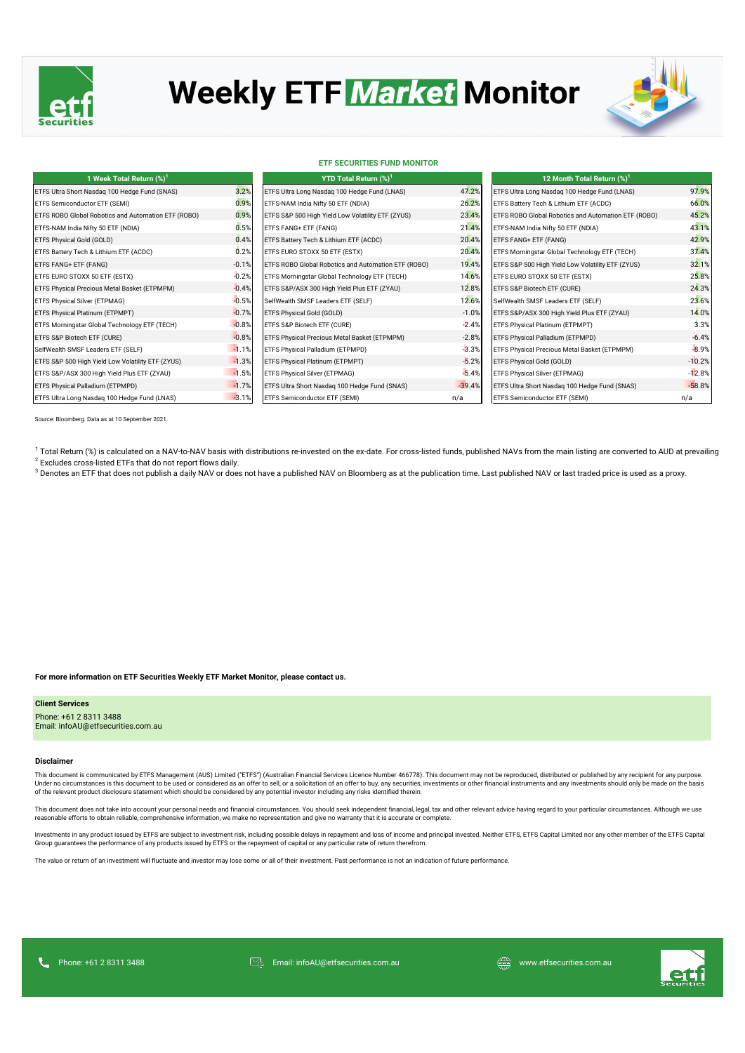# Weekly ETF Market Monitor

### ETF SECURITIES FUND MONITOR

| 1 Week Total Return (%)[1] | |
|---|---|
| ETFS Ultra Short Nasdaq 100 Hedge Fund (SNAS) | 3.2% |
| ETFS Semiconductor ETF (SEMI) | 0.9% |
| ETFS ROBO Global Robotics and Automation ETF (ROBO) | 0.9% |
| ETFS-NAM India Nifty 50 ETF (NDIA) | 0.5% |
| ETFS Physical Gold (GOLD) | 0.4% |
| ETFS Battery Tech & Lithium ETF (ACDC) | 0.2% |
| ETFS FANG+ ETF (FANG) | -0.1% |
| ETFS EURO STOXX 50 ETF (ESTX) | -0.2% |
| ETFS Physical Precious Metal Basket (ETPMPM) | -0.4% |
| ETFS Physical Silver (ETPMAG) | -0.5% |
| ETFS Physical Platinum (ETPMPT) | -0.7% |
| ETFS Morningstar Global Technology ETF (TECH) | -0.8% |
| ETFS S&P Biotech ETF (CURE) | -0.8% |
| SelfWealth SMSF Leaders ETF (SELF) | -1.1% |
| ETFS S&P 500 High Yield Low Volatility ETF (ZYUS) | -1.3% |
| ETFS S&P/ASX 300 High Yield Plus ETF (ZYAU) | -1.5% |
| ETFS Physical Palladium (ETPMPD) | -1.7% |
| ETFS Ultra Long Nasdaq 100 Hedge Fund (LNAS) | -3.1% |

| YTD Total Return (%)[1] | |
|---|---|
| ETFS Ultra Long Nasdaq 100 Hedge Fund (LNAS) | 47.2% |
| ETFS-NAM India Nifty 50 ETF (NDIA) | 26.2% |
| ETFS S&P 500 High Yield Low Volatility ETF (ZYUS) | 23.4% |
| ETFS FANG+ ETF (FANG) | 21.4% |
| ETFS Battery Tech & Lithium ETF (ACDC) | 20.4% |
| ETFS EURO STOXX 50 ETF (ESTX) | 20.4% |
| ETFS ROBO Global Robotics and Automation ETF (ROBO) | 19.4% |
| ETFS Morningstar Global Technology ETF (TECH) | 14.6% |
| ETFS S&P/ASX 300 High Yield Plus ETF (ZYAU) | 12.8% |
| SelfWealth SMSF Leaders ETF (SELF) | 12.6% |
| ETFS Physical Gold (GOLD) | -1.0% |
| ETFS S&P Biotech ETF (CURE) | -2.4% |
| ETFS Physical Precious Metal Basket (ETPMPM) | -2.8% |
| ETFS Physical Palladium (ETPMPD) | -3.3% |
| ETFS Physical Platinum (ETPMPT) | -5.2% |
| ETFS Physical Silver (ETPMAG) | -5.4% |
| ETFS Ultra Short Nasdaq 100 Hedge Fund (SNAS) | -39.4% |
| ETFS Semiconductor ETF (SEMI) | n/a |

| 12 Month Total Return (%)[1] | |
|---|---|
| ETFS Ultra Long Nasdaq 100 Hedge Fund (LNAS) | 97.9% |
| ETFS Battery Tech & Lithium ETF (ACDC) | 66.0% |
| ETFS ROBO Global Robotics and Automation ETF (ROBO) | 45.2% |
| ETFS-NAM India Nifty 50 ETF (NDIA) | 43.1% |
| ETFS FANG+ ETF (FANG) | 42.9% |
| ETFS Morningstar Global Technology ETF (TECH) | 37.4% |
| ETFS S&P 500 High Yield Low Volatility ETF (ZYUS) | 32.1% |
| ETFS EURO STOXX 50 ETF (ESTX) | 25.8% |
| ETFS S&P Biotech ETF (CURE) | 24.3% |
| SelfWealth SMSF Leaders ETF (SELF) | 23.6% |
| ETFS S&P/ASX 300 High Yield Plus ETF (ZYAU) | 14.0% |
| ETFS Physical Platinum (ETPMPT) | 3.3% |
| ETFS Physical Palladium (ETPMPD) | -6.4% |
| ETFS Physical Precious Metal Basket (ETPMPM) | -8.9% |
| ETFS Physical Gold (GOLD) | -10.2% |
| ETFS Physical Silver (ETPMAG) | -12.8% |
| ETFS Ultra Short Nasdaq 100 Hedge Fund (SNAS) | -58.8% |
| ETFS Semiconductor ETF (SEMI) | n/a |

Source: Bloomberg. Data as at 10 September 2021.

[1] Total Return (%) is calculated on a NAV-to-NAV basis with distributions re-invested on the ex-date. For cross-listed funds, published NAVs from the main listing are converted to AUD at prevailing
[2] Excludes cross-listed ETFs that do not report flows daily.
[3] Denotes an ETF that does not publish a daily NAV or does not have a published NAV on Bloomberg as at the publication time. Last published NAV or last traded price is used as a proxy.

**For more information on ETF Securities Weekly ETF Market Monitor, please contact us.**

**Client Services**
Phone: +61 2 8311 3488
Email: infoAU@etfsecurities.com.au

**Disclaimer**

This document is communicated by ETFS Management (AUS) Limited ("ETFS") (Australian Financial Services Licence Number 466778). This document may not be reproduced, distributed or published by any recipient for any purpose. Under no circumstances is this document to be used or considered as an offer to sell, or a solicitation of an offer to buy, any securities, investments or other financial instruments and any investments should only be made on the basis of the relevant product disclosure statement which should be considered by any potential investor including any risks identified therein.

This document does not take into account your personal needs and financial circumstances. You should seek independent financial, legal, tax and other relevant advice having regard to your particular circumstances. Although we use reasonable efforts to obtain reliable, comprehensive information, we make no representation and give no warranty that it is accurate or complete.

Investments in any product issued by ETFS are subject to investment risk, including possible delays in repayment and loss of income and principal invested. Neither ETFS, ETFS Capital Limited nor any other member of the ETFS Capital Group guarantees the performance of any products issued by ETFS or the repayment of capital or any particular rate of return therefrom.

The value or return of an investment will fluctuate and investor may lose some or all of their investment. Past performance is not an indication of future performance.

Phone: +61 2 8311 3488 Email: infoAU@etfsecurities.com.au www.etfsecurities.com.au